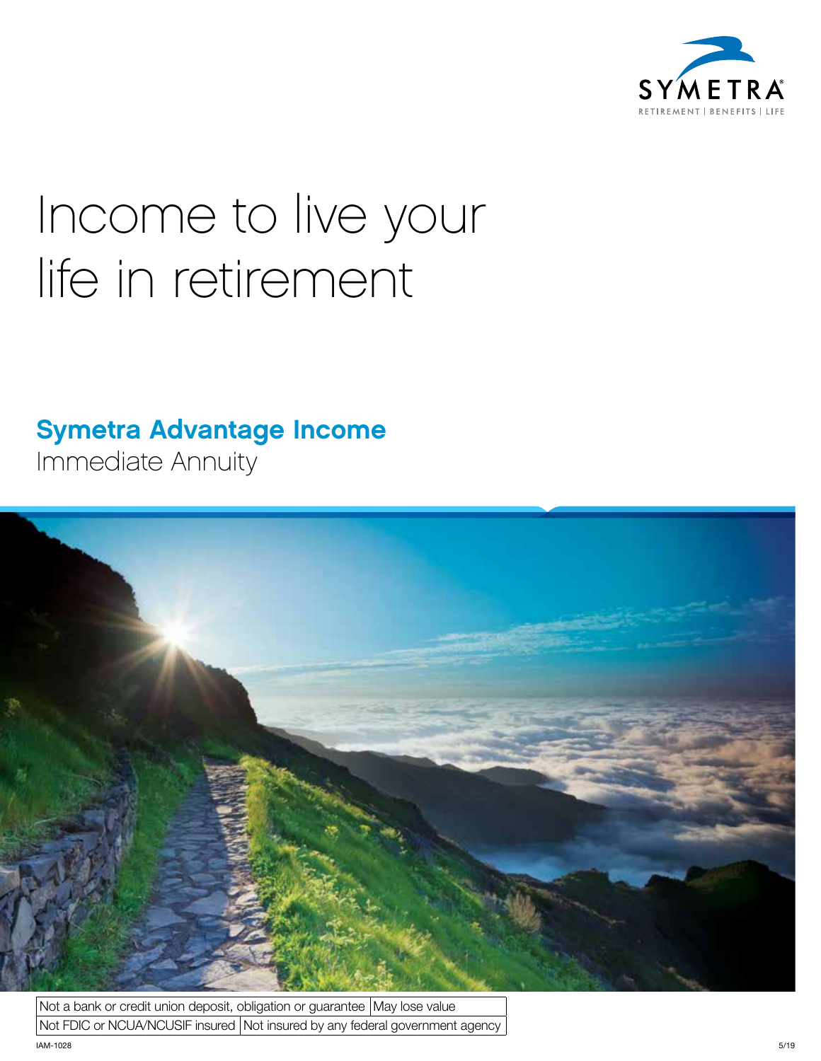SYMETRA

RETIREMENT | BENEFITS | LIFE

# Income to live your life in retirement

## **Symetra Advantage Income**

Immediate Annuity

| Not a bank or credit union deposit, obligation or guarantee | May lose value |
|---|---|
| Not FDIC or NCUA/NCUSIF insured | Not insured by any federal government agency |

IAM-1028

5/19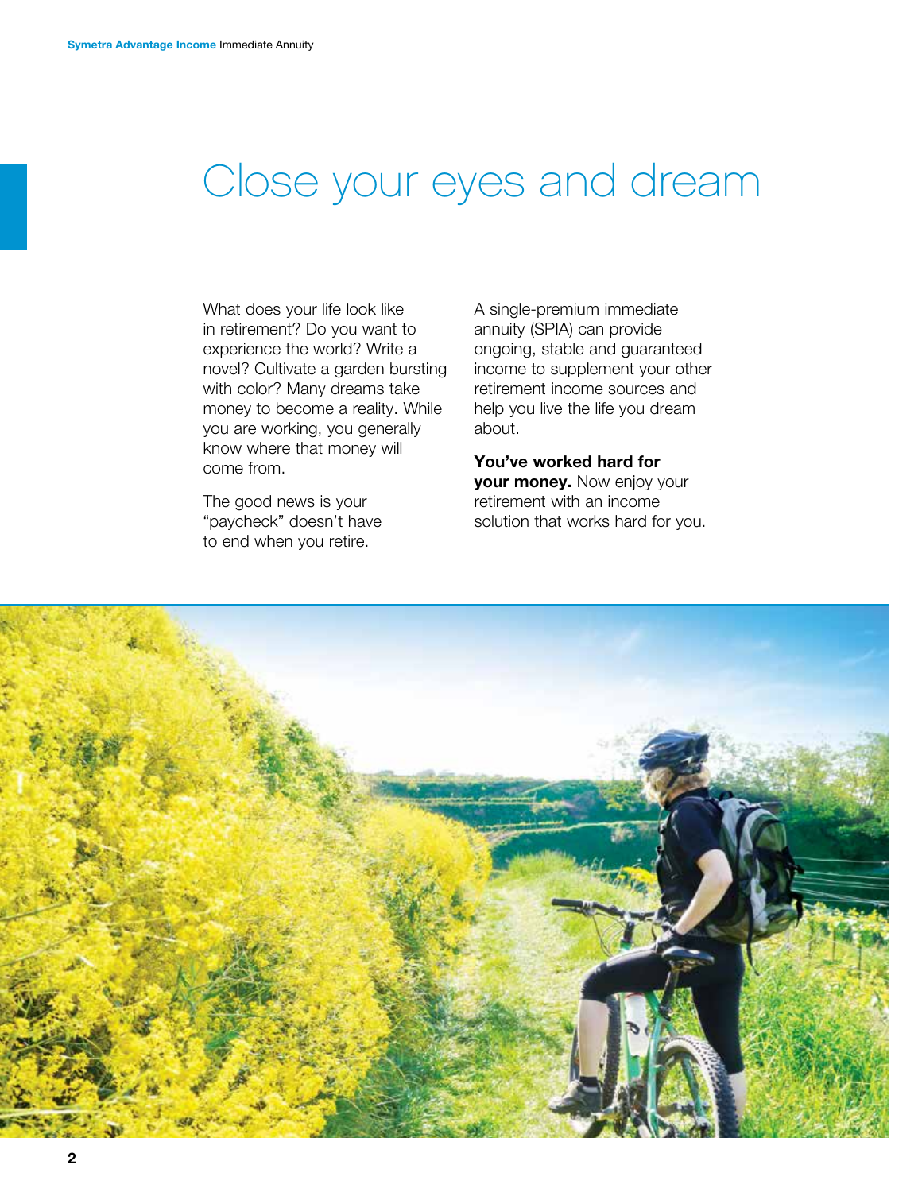# Close your eyes and dream

What does your life look like in retirement? Do you want to experience the world? Write a novel? Cultivate a garden bursting with color? Many dreams take money to become a reality. While you are working, you generally know where that money will come from.

The good news is your "paycheck" doesn't have to end when you retire.

A single-premium immediate annuity (SPIA) can provide ongoing, stable and guaranteed income to supplement your other retirement income sources and help you live the life you dream about.

**You've worked hard for your money.** Now enjoy your retirement with an income solution that works hard for you.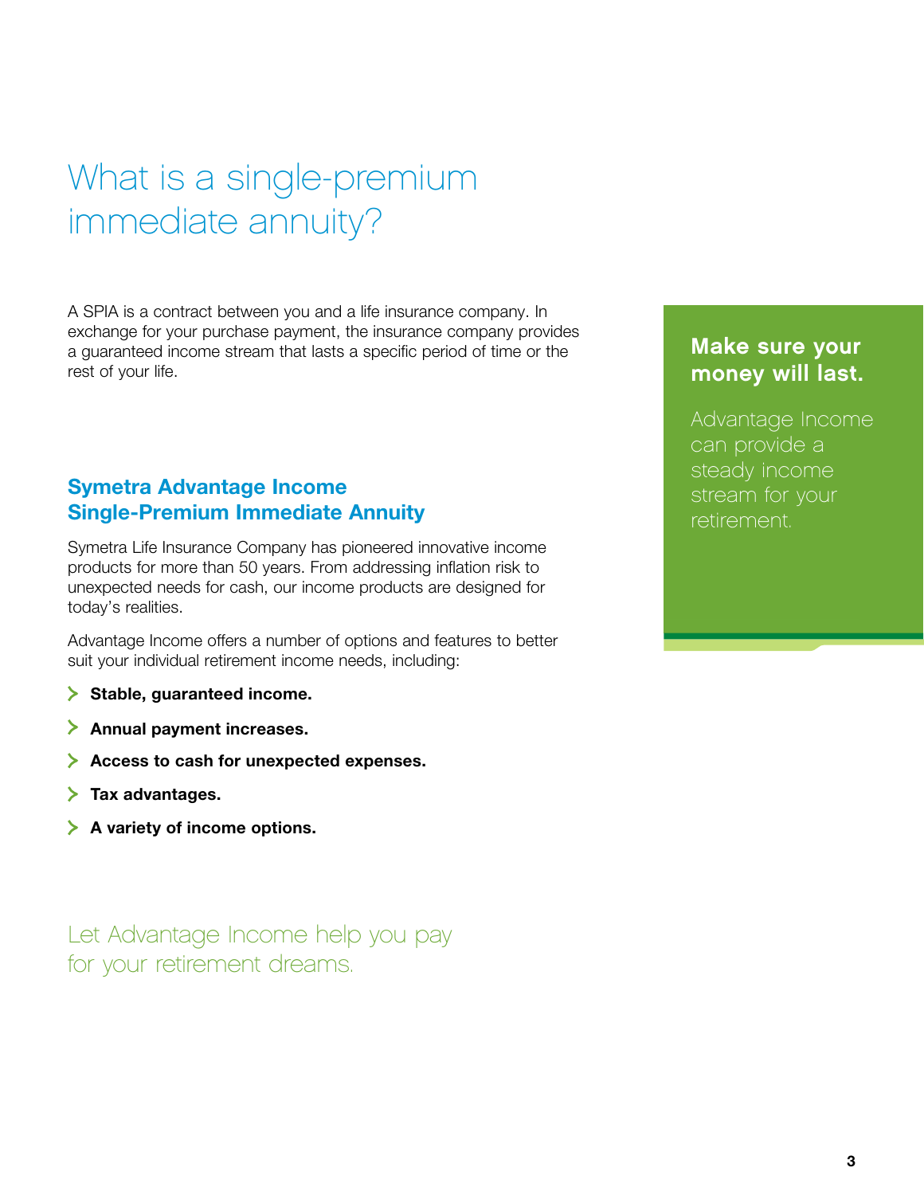# What is a single-premium immediate annuity?

A SPIA is a contract between you and a life insurance company. In exchange for your purchase payment, the insurance company provides a guaranteed income stream that lasts a specific period of time or the rest of your life.

**Make sure your money will last.**

Advantage Income can provide a steady income stream for your retirement.

## Symetra Advantage Income Single-Premium Immediate Annuity

Symetra Life Insurance Company has pioneered innovative income products for more than 50 years. From addressing inflation risk to unexpected needs for cash, our income products are designed for today's realities.

Advantage Income offers a number of options and features to better suit your individual retirement income needs, including:

- **Stable, guaranteed income.**
- **Annual payment increases.**
- **Access to cash for unexpected expenses.**
- **Tax advantages.**
- **A variety of income options.**

Let Advantage Income help you pay for your retirement dreams.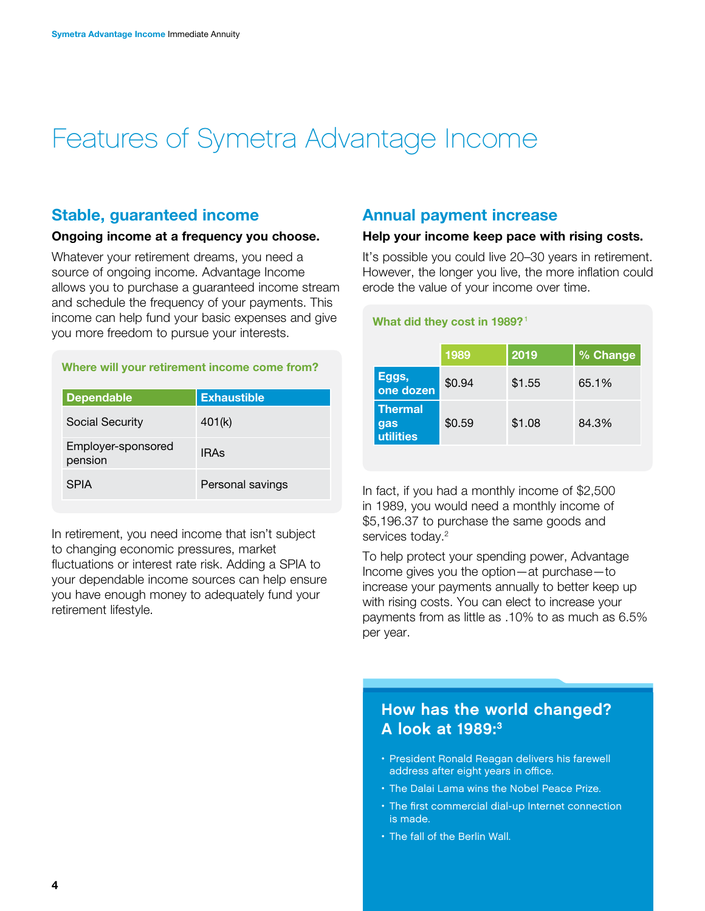# Features of Symetra Advantage Income

## Stable, guaranteed income

**Ongoing income at a frequency you choose.**

Whatever your retirement dreams, you need a source of ongoing income. Advantage Income allows you to purchase a guaranteed income stream and schedule the frequency of your payments. This income can help fund your basic expenses and give you more freedom to pursue your interests.

**Where will your retirement income come from?**

| Dependable | Exhaustible |
|---|---|
| Social Security | 401(k) |
| Employer-sponsored pension | IRAs |
| SPIA | Personal savings |

In retirement, you need income that isn't subject to changing economic pressures, market fluctuations or interest rate risk. Adding a SPIA to your dependable income sources can help ensure you have enough money to adequately fund your retirement lifestyle.

## Annual payment increase

**Help your income keep pace with rising costs.**

It's possible you could live 20–30 years in retirement. However, the longer you live, the more inflation could erode the value of your income over time.

**What did they cost in 1989?**[1]

| | 1989 | 2019 | % Change |
|---|---|---|---|
| Eggs, one dozen | $0.94 | $1.55 | 65.1% |
| Thermal gas utilities | $0.59 | $1.08 | 84.3% |

In fact, if you had a monthly income of $2,500 in 1989, you would need a monthly income of $5,196.37 to purchase the same goods and services today.[2]

To help protect your spending power, Advantage Income gives you the option—at purchase—to increase your payments annually to better keep up with rising costs. You can elect to increase your payments from as little as .10% to as much as 6.5% per year.

### How has the world changed? A look at 1989:[3]

- President Ronald Reagan delivers his farewell address after eight years in office.
- The Dalai Lama wins the Nobel Peace Prize.
- The first commercial dial-up Internet connection is made.
- The fall of the Berlin Wall.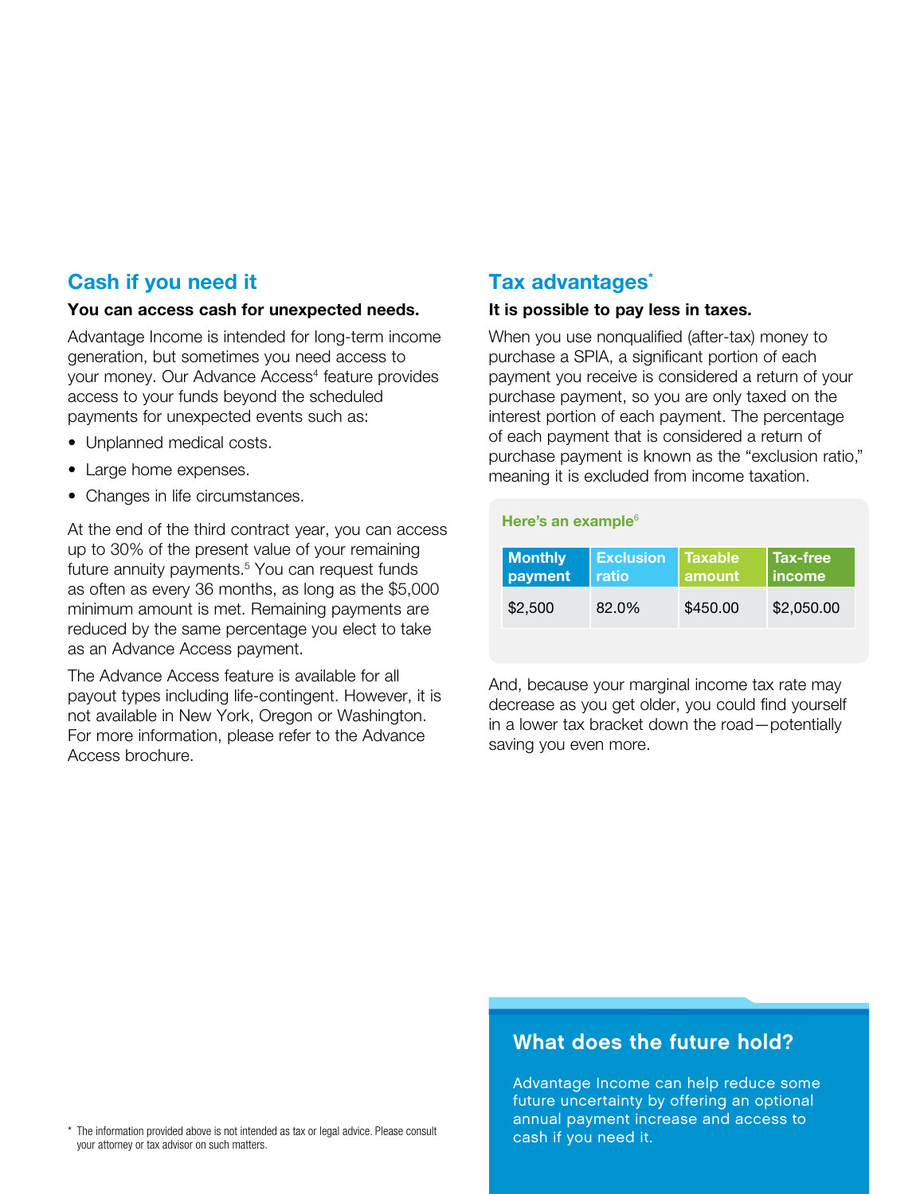## Cash if you need it

**You can access cash for unexpected needs.**

Advantage Income is intended for long-term income generation, but sometimes you need access to your money. Our Advance Access[4] feature provides access to your funds beyond the scheduled payments for unexpected events such as:

- Unplanned medical costs.
- Large home expenses.
- Changes in life circumstances.

At the end of the third contract year, you can access up to 30% of the present value of your remaining future annuity payments.[5] You can request funds as often as every 36 months, as long as the $5,000 minimum amount is met. Remaining payments are reduced by the same percentage you elect to take as an Advance Access payment.

The Advance Access feature is available for all payout types including life-contingent. However, it is not available in New York, Oregon or Washington. For more information, please refer to the Advance Access brochure.

## Tax advantages*

**It is possible to pay less in taxes.**

When you use nonqualified (after-tax) money to purchase a SPIA, a significant portion of each payment you receive is considered a return of your purchase payment, so you are only taxed on the interest portion of each payment. The percentage of each payment that is considered a return of purchase payment is known as the "exclusion ratio," meaning it is excluded from income taxation.

**Here's an example**[6]

| Monthly payment | Exclusion ratio | Taxable amount | Tax-free income |
|---|---|---|---|
| $2,500 | 82.0% | $450.00 | $2,050.00 |

And, because your marginal income tax rate may decrease as you get older, you could find yourself in a lower tax bracket down the road—potentially saving you even more.

### What does the future hold?

Advantage Income can help reduce some future uncertainty by offering an optional annual payment increase and access to cash if you need it.

* The information provided above is not intended as tax or legal advice. Please consult your attorney or tax advisor on such matters.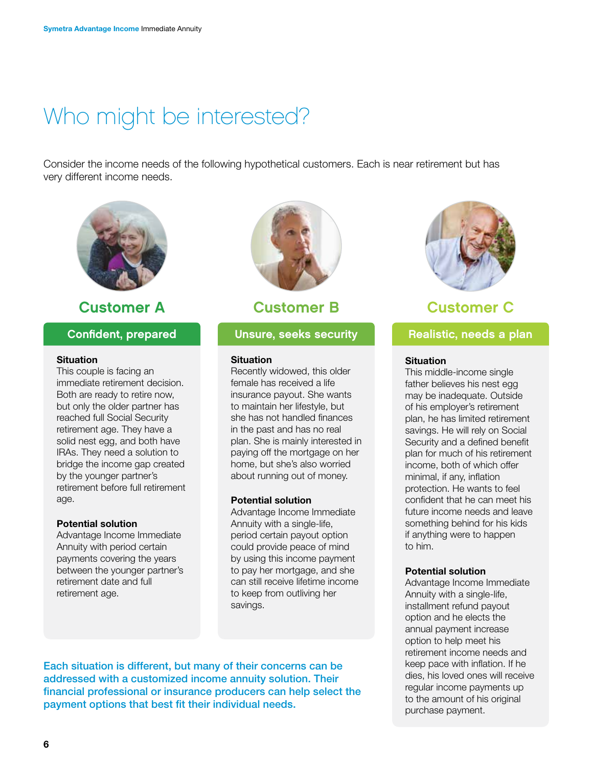# Who might be interested?

Consider the income needs of the following hypothetical customers. Each is near retirement but has very different income needs.

## Customer A

### Confident, prepared

**Situation**
This couple is facing an immediate retirement decision. Both are ready to retire now, but only the older partner has reached full Social Security retirement age. They have a solid nest egg, and both have IRAs. They need a solution to bridge the income gap created by the younger partner's retirement before full retirement age.

**Potential solution**
Advantage Income Immediate Annuity with period certain payments covering the years between the younger partner's retirement date and full retirement age.

## Customer B

### Unsure, seeks security

**Situation**
Recently widowed, this older female has received a life insurance payout. She wants to maintain her lifestyle, but she has not handled finances in the past and has no real plan. She is mainly interested in paying off the mortgage on her home, but she's also worried about running out of money.

**Potential solution**
Advantage Income Immediate Annuity with a single-life, period certain payout option could provide peace of mind by using this income payment to pay her mortgage, and she can still receive lifetime income to keep from outliving her savings.

## Customer C

### Realistic, needs a plan

**Situation**
This middle-income single father believes his nest egg may be inadequate. Outside of his employer's retirement plan, he has limited retirement savings. He will rely on Social Security and a defined benefit plan for much of his retirement income, both of which offer minimal, if any, inflation protection. He wants to feel confident that he can meet his future income needs and leave something behind for his kids if anything were to happen to him.

**Potential solution**
Advantage Income Immediate Annuity with a single-life, installment refund payout option and he elects the annual payment increase option to help meet his retirement income needs and keep pace with inflation. If he dies, his loved ones will receive regular income payments up to the amount of his original purchase payment.

**Each situation is different, but many of their concerns can be addressed with a customized income annuity solution. Their financial professional or insurance producers can help select the payment options that best fit their individual needs.**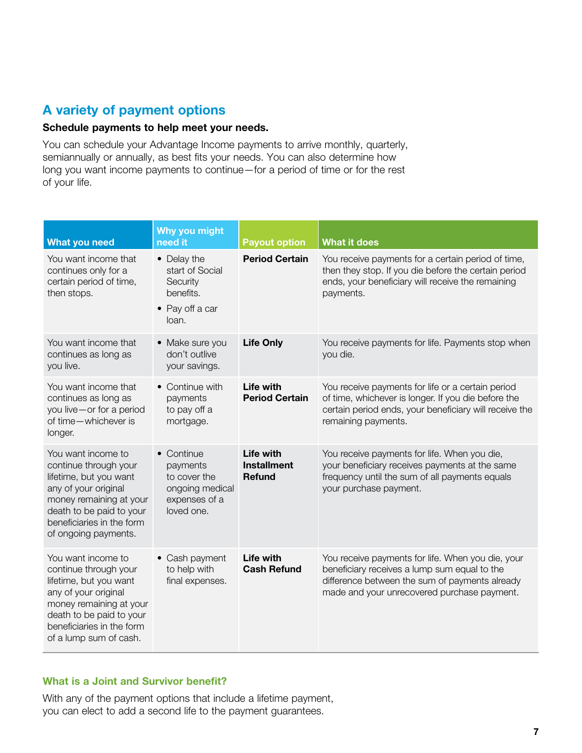## A variety of payment options

**Schedule payments to help meet your needs.**

You can schedule your Advantage Income payments to arrive monthly, quarterly, semiannually or annually, as best fits your needs. You can also determine how long you want income payments to continue—for a period of time or for the rest of your life.

| What you need | Why you might need it | Payout option | What it does |
|---|---|---|---|
| You want income that continues only for a certain period of time, then stops. | • Delay the start of Social Security benefits.<br>• Pay off a car loan. | **Period Certain** | You receive payments for a certain period of time, then they stop. If you die before the certain period ends, your beneficiary will receive the remaining payments. |
| You want income that continues as long as you live. | • Make sure you don't outlive your savings. | **Life Only** | You receive payments for life. Payments stop when you die. |
| You want income that continues as long as you live—or for a period of time—whichever is longer. | • Continue with payments to pay off a mortgage. | **Life with Period Certain** | You receive payments for life or a certain period of time, whichever is longer. If you die before the certain period ends, your beneficiary will receive the remaining payments. |
| You want income to continue through your lifetime, but you want any of your original money remaining at your death to be paid to your beneficiaries in the form of ongoing payments. | • Continue payments to cover the ongoing medical expenses of a loved one. | **Life with Installment Refund** | You receive payments for life. When you die, your beneficiary receives payments at the same frequency until the sum of all payments equals your purchase payment. |
| You want income to continue through your lifetime, but you want any of your original money remaining at your death to be paid to your beneficiaries in the form of a lump sum of cash. | • Cash payment to help with final expenses. | **Life with Cash Refund** | You receive payments for life. When you die, your beneficiary receives a lump sum equal to the difference between the sum of payments already made and your unrecovered purchase payment. |

### What is a Joint and Survivor benefit?

With any of the payment options that include a lifetime payment, you can elect to add a second life to the payment guarantees.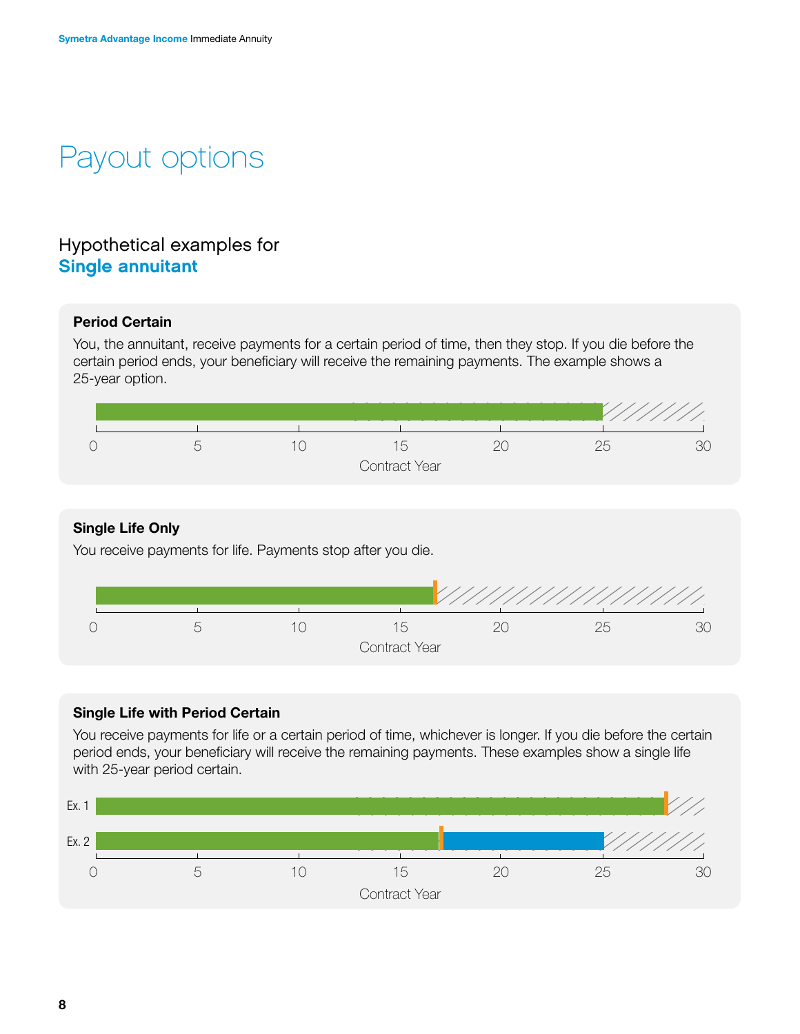# Payout options

## Hypothetical examples for **Single annuitant**

### Period Certain

You, the annuitant, receive payments for a certain period of time, then they stop. If you die before the certain period ends, your beneficiary will receive the remaining payments. The example shows a 25-year option.

0 5 10 15 20 25 30

Contract Year

### Single Life Only

You receive payments for life. Payments stop after you die.

0 5 10 15 20 25 30

Contract Year

### Single Life with Period Certain

You receive payments for life or a certain period of time, whichever is longer. If you die before the certain period ends, your beneficiary will receive the remaining payments. These examples show a single life with 25-year period certain.

Ex. 1

Ex. 2

0 5 10 15 20 25 30

Contract Year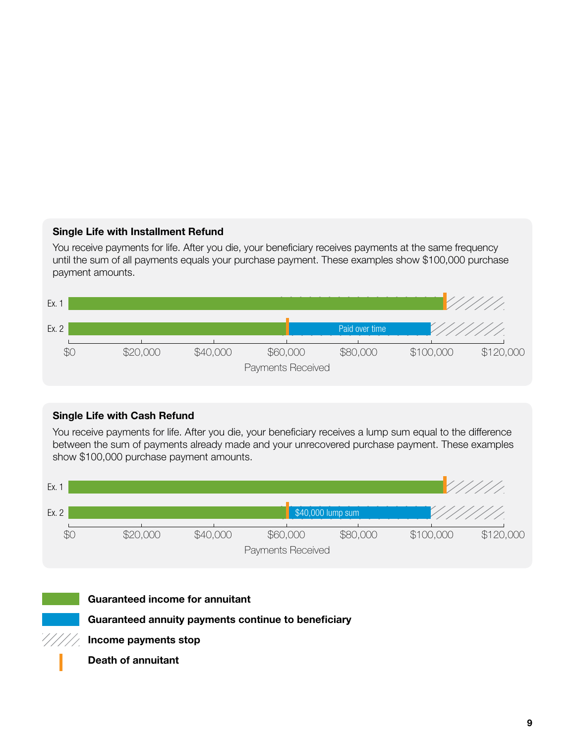### Single Life with Installment Refund

You receive payments for life. After you die, your beneficiary receives payments at the same frequency until the sum of all payments equals your purchase payment. These examples show $100,000 purchase payment amounts.

Ex. 1

Ex. 2 — Paid over time

$0 | $20,000 | $40,000 | $60,000 | $80,000 | $100,000 | $120,000

Payments Received

### Single Life with Cash Refund

You receive payments for life. After you die, your beneficiary receives a lump sum equal to the difference between the sum of payments already made and your unrecovered purchase payment. These examples show $100,000 purchase payment amounts.

Ex. 1

Ex. 2 — $40,000 lump sum

$0 | $20,000 | $40,000 | $60,000 | $80,000 | $100,000 | $120,000

Payments Received

**Guaranteed income for annuitant**

**Guaranteed annuity payments continue to beneficiary**

**Income payments stop**

**Death of annuitant**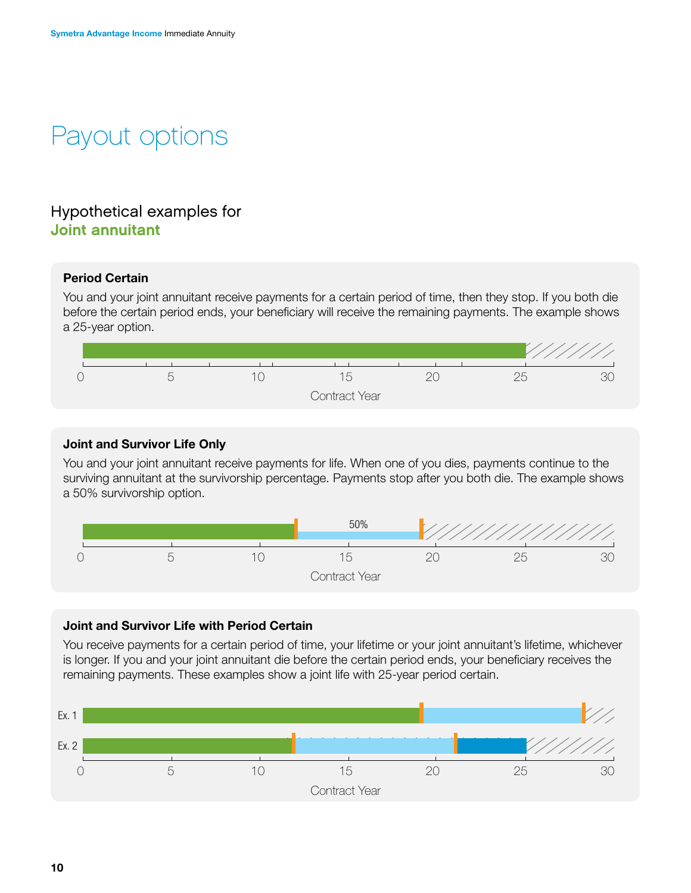# Payout options

## Hypothetical examples for **Joint annuitant**

### Period Certain

You and your joint annuitant receive payments for a certain period of time, then they stop. If you both die before the certain period ends, your beneficiary will receive the remaining payments. The example shows a 25-year option.

0 5 10 15 20 25 30

Contract Year

### Joint and Survivor Life Only

You and your joint annuitant receive payments for life. When one of you dies, payments continue to the surviving annuitant at the survivorship percentage. Payments stop after you both die. The example shows a 50% survivorship option.

50%

0 5 10 15 20 25 30

Contract Year

### Joint and Survivor Life with Period Certain

You receive payments for a certain period of time, your lifetime or your joint annuitant's lifetime, whichever is longer. If you and your joint annuitant die before the certain period ends, your beneficiary receives the remaining payments. These examples show a joint life with 25-year period certain.

Ex. 1

Ex. 2

0 5 10 15 20 25 30

Contract Year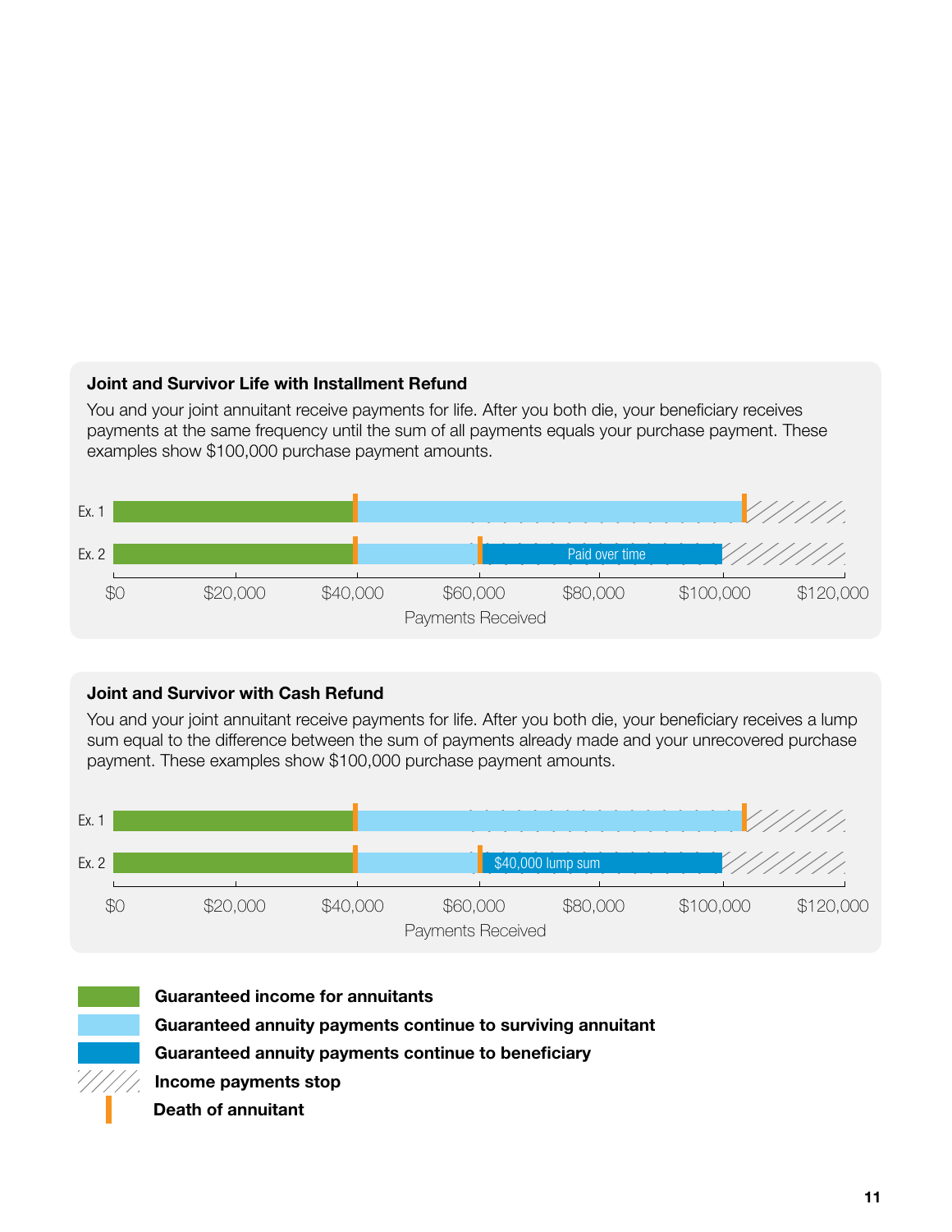### Joint and Survivor Life with Installment Refund

You and your joint annuitant receive payments for life. After you both die, your beneficiary receives payments at the same frequency until the sum of all payments equals your purchase payment. These examples show $100,000 purchase payment amounts.

Ex. 1

Ex. 2

Paid over time

$0 $20,000 $40,000 $60,000 $80,000 $100,000 $120,000

Payments Received

### Joint and Survivor with Cash Refund

You and your joint annuitant receive payments for life. After you both die, your beneficiary receives a lump sum equal to the difference between the sum of payments already made and your unrecovered purchase payment. These examples show $100,000 purchase payment amounts.

Ex. 1

Ex. 2

$40,000 lump sum

$0 $20,000 $40,000 $60,000 $80,000 $100,000 $120,000

Payments Received

**Guaranteed income for annuitants**

**Guaranteed annuity payments continue to surviving annuitant**

**Guaranteed annuity payments continue to beneficiary**

**Income payments stop**

**Death of annuitant**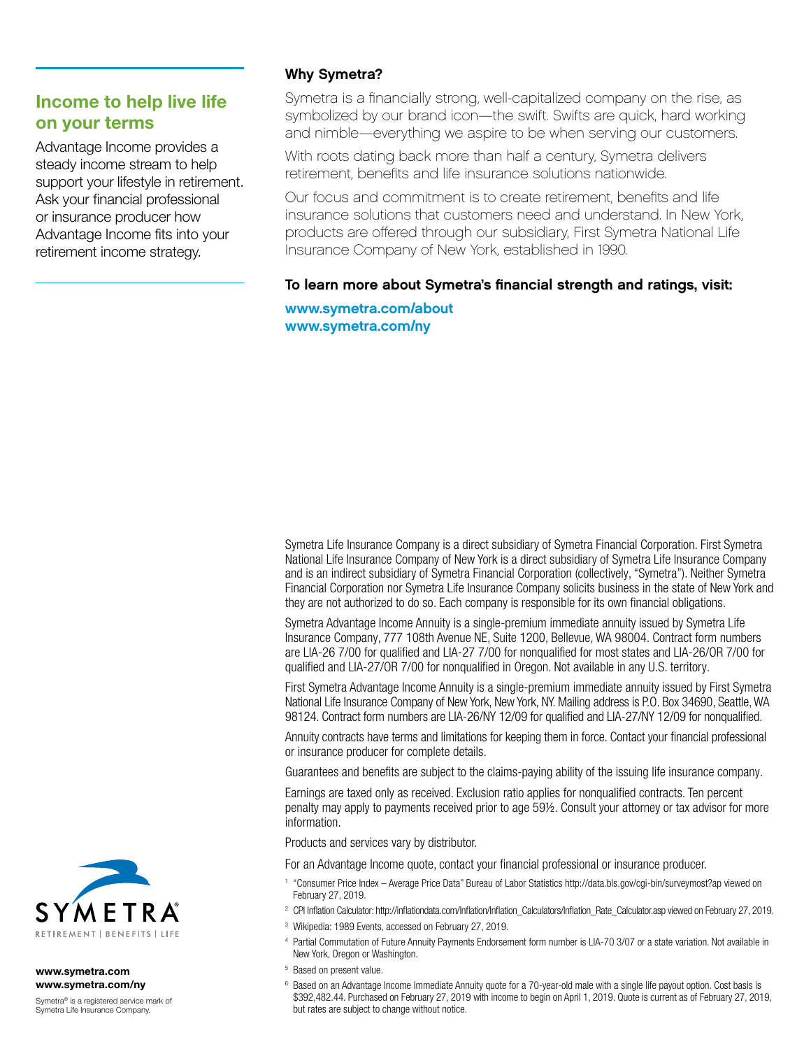## Income to help live life on your terms

Advantage Income provides a steady income stream to help support your lifestyle in retirement. Ask your financial professional or insurance producer how Advantage Income fits into your retirement income strategy.

### Why Symetra?

Symetra is a financially strong, well-capitalized company on the rise, as symbolized by our brand icon—the swift. Swifts are quick, hard working and nimble—everything we aspire to be when serving our customers.

With roots dating back more than half a century, Symetra delivers retirement, benefits and life insurance solutions nationwide.

Our focus and commitment is to create retirement, benefits and life insurance solutions that customers need and understand. In New York, products are offered through our subsidiary, First Symetra National Life Insurance Company of New York, established in 1990.

**To learn more about Symetra's financial strength and ratings, visit:**

**www.symetra.com/about**
**www.symetra.com/ny**

Symetra Life Insurance Company is a direct subsidiary of Symetra Financial Corporation. First Symetra National Life Insurance Company of New York is a direct subsidiary of Symetra Life Insurance Company and is an indirect subsidiary of Symetra Financial Corporation (collectively, "Symetra"). Neither Symetra Financial Corporation nor Symetra Life Insurance Company solicits business in the state of New York and they are not authorized to do so. Each company is responsible for its own financial obligations.

Symetra Advantage Income Annuity is a single-premium immediate annuity issued by Symetra Life Insurance Company, 777 108th Avenue NE, Suite 1200, Bellevue, WA 98004. Contract form numbers are LIA-26 7/00 for qualified and LIA-27 7/00 for nonqualified for most states and LIA-26/OR 7/00 for qualified and LIA-27/OR 7/00 for nonqualified in Oregon. Not available in any U.S. territory.

First Symetra Advantage Income Annuity is a single-premium immediate annuity issued by First Symetra National Life Insurance Company of New York, New York, NY. Mailing address is P.O. Box 34690, Seattle, WA 98124. Contract form numbers are LIA-26/NY 12/09 for qualified and LIA-27/NY 12/09 for nonqualified.

Annuity contracts have terms and limitations for keeping them in force. Contact your financial professional or insurance producer for complete details.

Guarantees and benefits are subject to the claims-paying ability of the issuing life insurance company.

Earnings are taxed only as received. Exclusion ratio applies for nonqualified contracts. Ten percent penalty may apply to payments received prior to age 59½. Consult your attorney or tax advisor for more information.

Products and services vary by distributor.

For an Advantage Income quote, contact your financial professional or insurance producer.

[1] "Consumer Price Index – Average Price Data" Bureau of Labor Statistics http://data.bls.gov/cgi-bin/surveymost?ap viewed on February 27, 2019.

[2] CPI Inflation Calculator: http://inflationdata.com/Inflation/Inflation_Calculators/Inflation_Rate_Calculator.asp viewed on February 27, 2019.

[3] Wikipedia: 1989 Events, accessed on February 27, 2019.

[4] Partial Commutation of Future Annuity Payments Endorsement form number is LIA-70 3/07 or a state variation. Not available in New York, Oregon or Washington.

[5] Based on present value.

[6] Based on an Advantage Income Immediate Annuity quote for a 70-year-old male with a single life payout option. Cost basis is $392,482.44. Purchased on February 27, 2019 with income to begin on April 1, 2019. Quote is current as of February 27, 2019, but rates are subject to change without notice.

SYMETRA
RETIREMENT | BENEFITS | LIFE

**www.symetra.com**
**www.symetra.com/ny**

Symetra® is a registered service mark of Symetra Life Insurance Company.